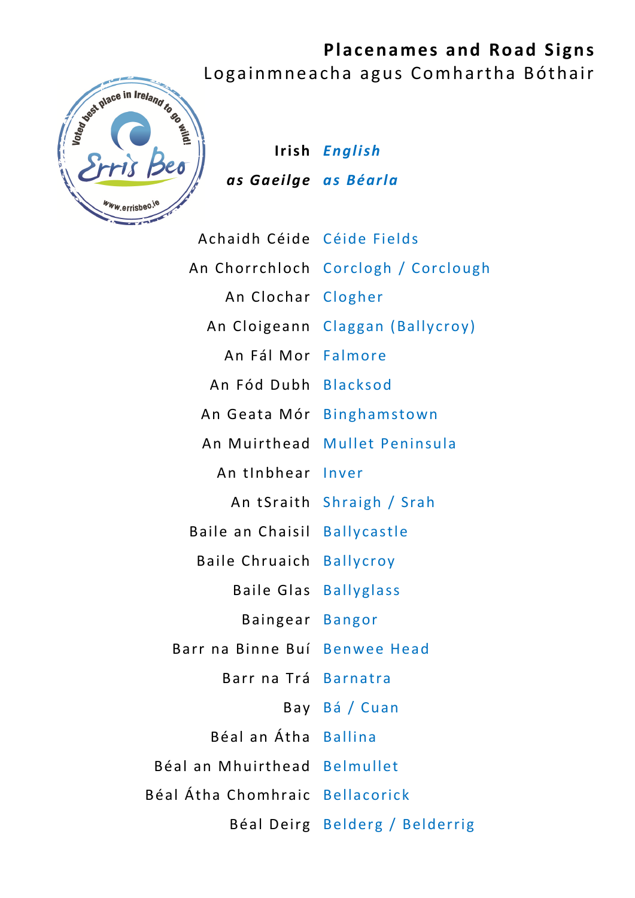# Placenames and Road Signs

## Logainmneacha agus Comhartha Bóthair

| **Irish** | ***English*** |
| --- | --- |
| ***as Gaeilge*** | ***as Béarla*** |
| Achaidh Céide | Céide Fields |
| An Chorrchloch | Corclogh / Corclough |
| An Clochar | Clogher |
| An Cloigeann | Claggan (Ballycroy) |
| An Fál Mor | Falmore |
| An Fód Dubh | Blacksod |
| An Geata Mór | Binghamstown |
| An Muirthead | Mullet Peninsula |
| An tInbhear | Inver |
| An tSraith | Shraigh / Srah |
| Baile an Chaisil | Ballycastle |
| Baile Chruaich | Ballycroy |
| Baile Glas | Ballyglass |
| Baingear | Bangor |
| Barr na Binne Buí | Benwee Head |
| Barr na Trá | Barnatra |
| Bay | Bá / Cuan |
| Béal an Átha | Ballina |
| Béal an Mhuirthead | Belmullet |
| Béal Átha Chomhraic | Bellacorick |
| Béal Deirg | Belderg / Belderrig |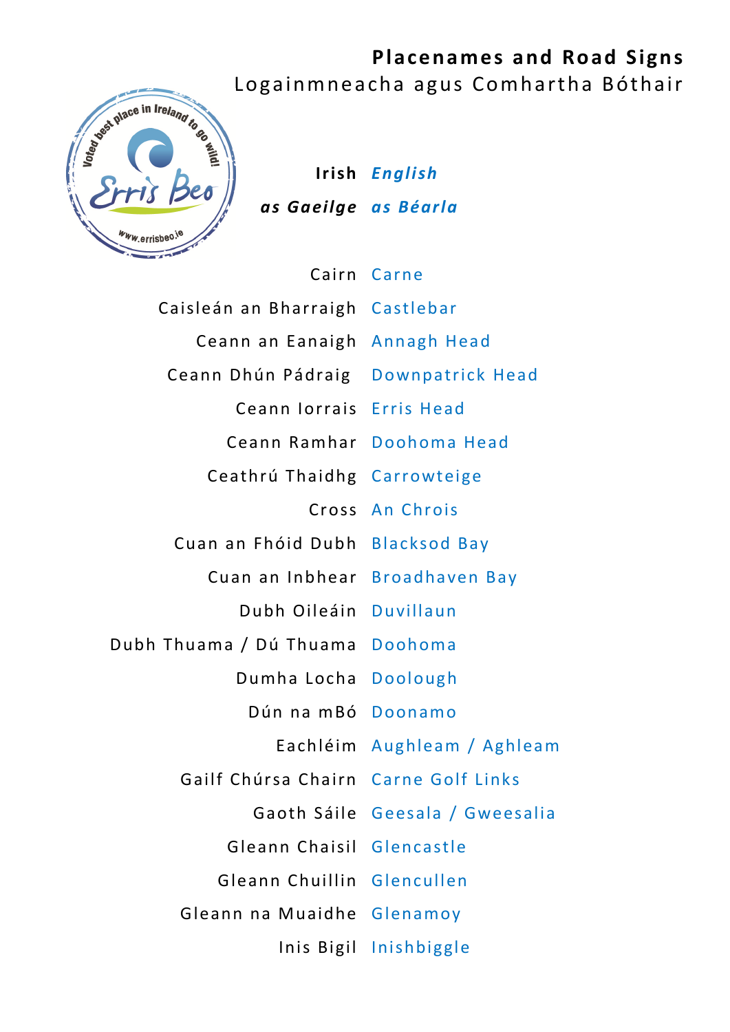# Placenames and Road Signs

## Logainmneacha agus Comhartha Bóthair

| **Irish** | ***English*** |
|---|---|
| ***as Gaeilge*** | ***as Béarla*** |
| Cairn | Carne |
| Caisleán an Bharraigh | Castlebar |
| Ceann an Eanaigh | Annagh Head |
| Ceann Dhún Pádraig | Downpatrick Head |
| Ceann Iorrais | Erris Head |
| Ceann Ramhar | Doohoma Head |
| Ceathrú Thaidhg | Carrowteige |
| Cross | An Chrois |
| Cuan an Fhóid Dubh | Blacksod Bay |
| Cuan an Inbhear | Broadhaven Bay |
| Dubh Oileáin | Duvillaun |
| Dubh Thuama / Dú Thuama | Doohoma |
| Dumha Locha | Doolough |
| Dún na mBó | Doonamo |
| Eachléim | Aughleam / Aghleam |
| Gailf Chúrsa Chairn | Carne Golf Links |
| Gaoth Sáile | Geesala / Gweesalia |
| Gleann Chaisil | Glencastle |
| Gleann Chuillin | Glencullen |
| Gleann na Muaidhe | Glenamoy |
| Inis Bigil | Inishbiggle |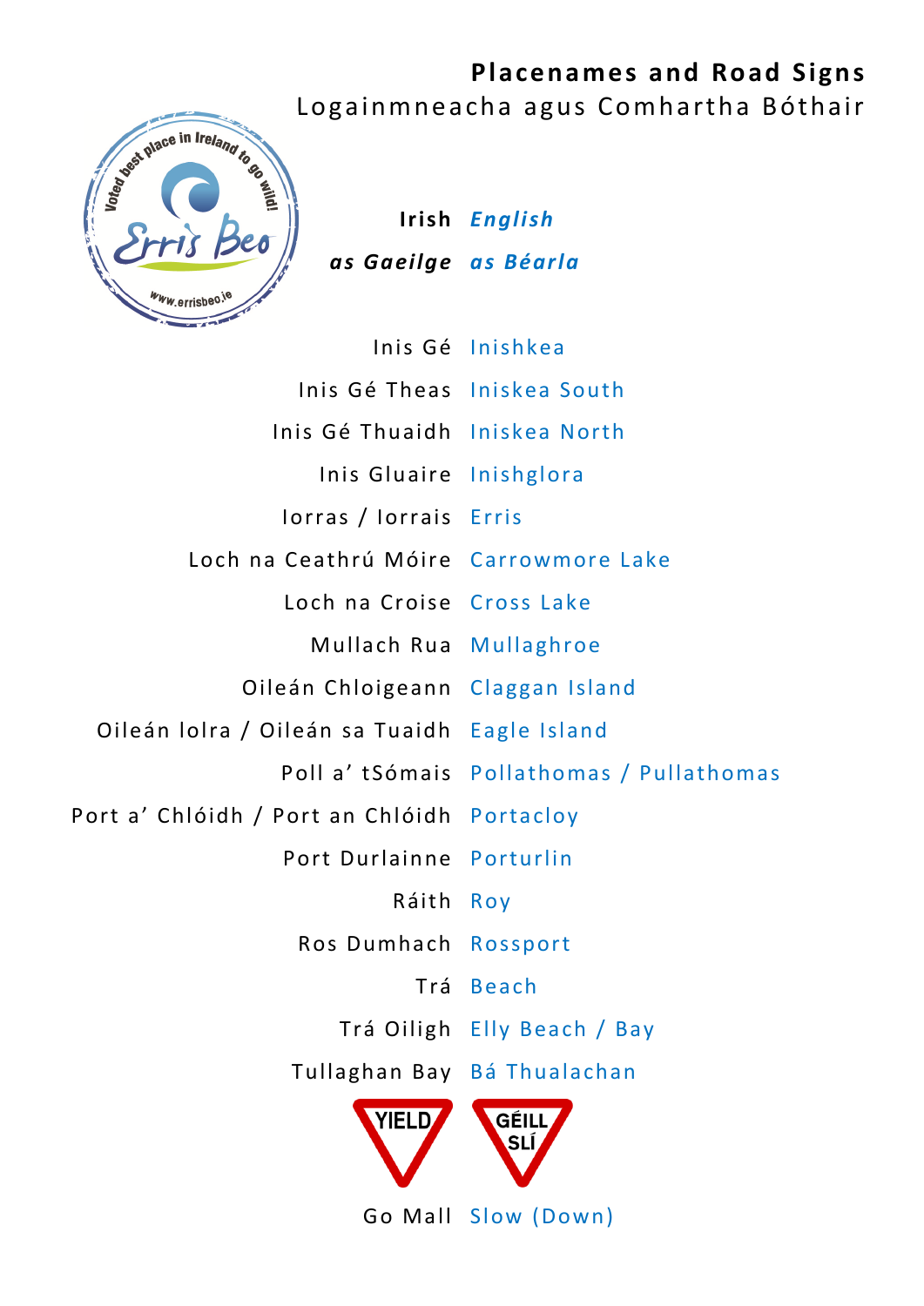# Placenames and Road Signs

## Logainmneacha agus Comhartha Bóthair

| Irish | *English* |
| --- | --- |
| ***as Gaeilge*** | ***as Béarla*** |
| Inis Gé | Inishkea |
| Inis Gé Theas | Iniskea South |
| Inis Gé Thuaidh | Iniskea North |
| Inis Gluaire | Inishglora |
| Iorras / Iorrais | Erris |
| Loch na Ceathrú Móire | Carrowmore Lake |
| Loch na Croise | Cross Lake |
| Mullach Rua | Mullaghroe |
| Oileán Chloigeann | Claggan Island |
| Oileán Iolra / Oileán sa Tuaidh | Eagle Island |
| Poll a' tSómais | Pollathomas / Pullathomas |
| Port a' Chlóidh / Port an Chlóidh | Portacloy |
| Port Durlainne | Porturlin |
| Ráith | Roy |
| Ros Dumhach | Rossport |
| Trá | Beach |
| Trá Oiligh | Elly Beach / Bay |
| Tullaghan Bay | Bá Thualachan |
| YIELD | GÉILL SLÍ |
| Go Mall | Slow (Down) |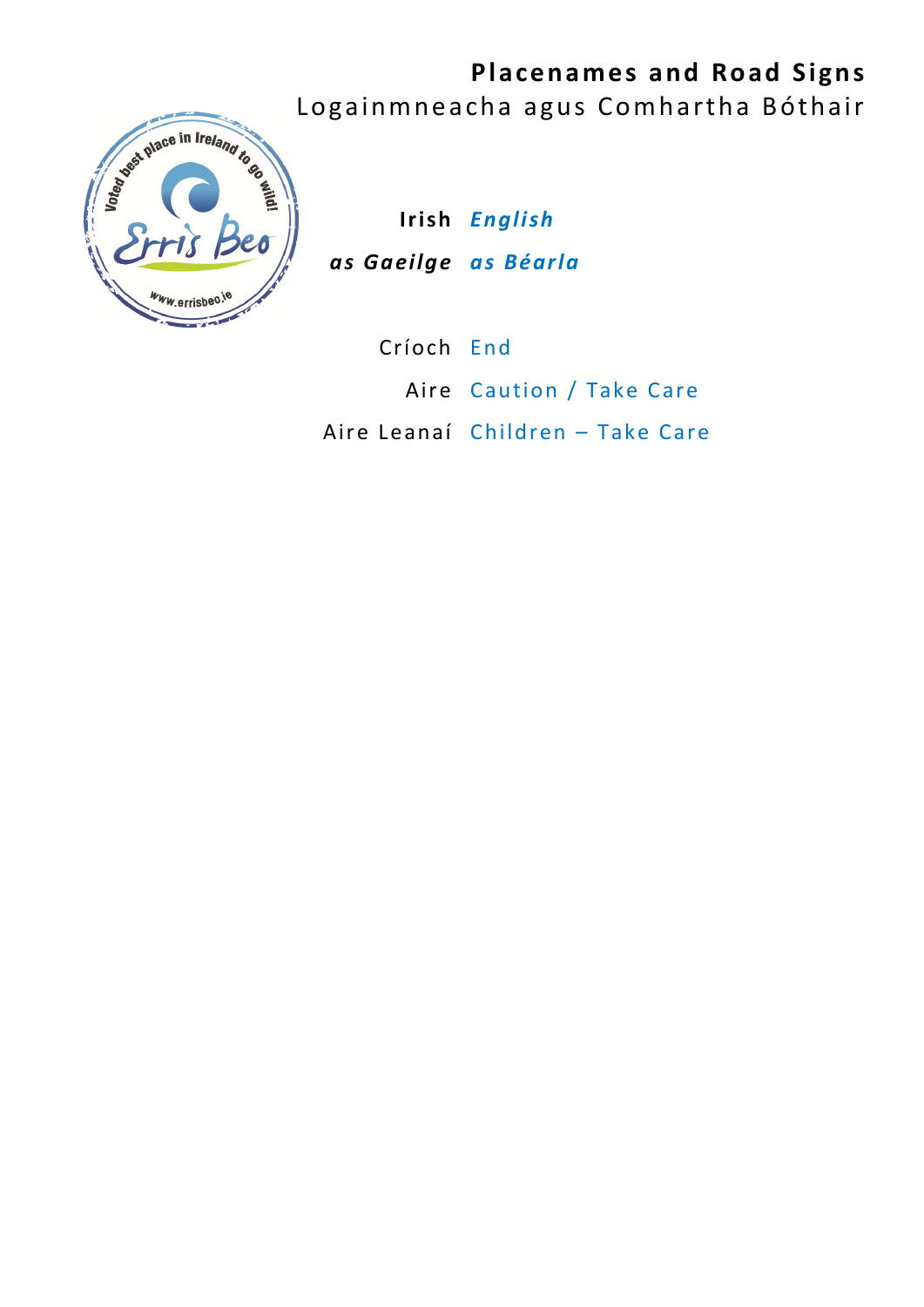**Placenames and Road Signs**

Logainmneacha agus Comhartha Bóthair

| Irish | *English* |
|---|---|
| ***as Gaeilge*** | ***as Béarla*** |
| Críoch | End |
| Aire | Caution / Take Care |
| Aire Leanaí | Children – Take Care |